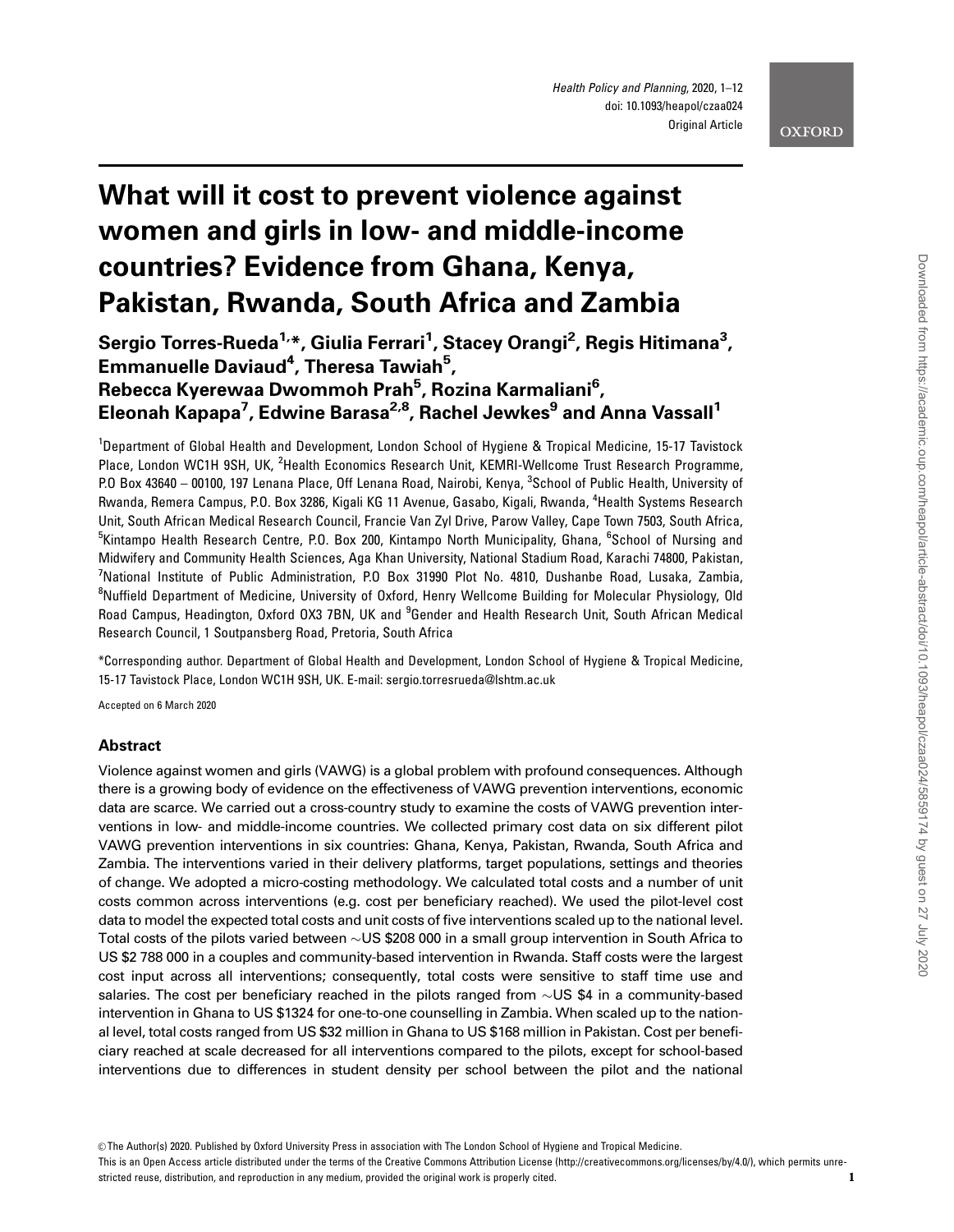# What will it cost to prevent violence against women and girls in low- and middle-income countries? Evidence from Ghana, Kenya, Pakistan, Rwanda, South Africa and Zambia

**Sergio Torres-Rueda[1,*], Giulia Ferrari[1], Stacey Orangi[2], Regis Hitimana[3], Emmanuelle Daviaud[4], Theresa Tawiah[5], Rebecca Kyerewaa Dwommoh Prah[5], Rozina Karmaliani[6], Eleonah Kapapa[7], Edwine Barasa[2,8], Rachel Jewkes[9] and Anna Vassall[1]**

[1]Department of Global Health and Development, London School of Hygiene & Tropical Medicine, 15-17 Tavistock Place, London WC1H 9SH, UK, [2]Health Economics Research Unit, KEMRI-Wellcome Trust Research Programme, P.O Box 43640 – 00100, 197 Lenana Place, Off Lenana Road, Nairobi, Kenya, [3]School of Public Health, University of Rwanda, Remera Campus, P.O. Box 3286, Kigali KG 11 Avenue, Gasabo, Kigali, Rwanda, [4]Health Systems Research Unit, South African Medical Research Council, Francie Van Zyl Drive, Parow Valley, Cape Town 7503, South Africa, [5]Kintampo Health Research Centre, P.O. Box 200, Kintampo North Municipality, Ghana, [6]School of Nursing and Midwifery and Community Health Sciences, Aga Khan University, National Stadium Road, Karachi 74800, Pakistan, [7]National Institute of Public Administration, P.O Box 31990 Plot No. 4810, Dushanbe Road, Lusaka, Zambia, [8]Nuffield Department of Medicine, University of Oxford, Henry Wellcome Building for Molecular Physiology, Old Road Campus, Headington, Oxford OX3 7BN, UK and [9]Gender and Health Research Unit, South African Medical Research Council, 1 Soutpansberg Road, Pretoria, South Africa

*Corresponding author. Department of Global Health and Development, London School of Hygiene & Tropical Medicine, 15-17 Tavistock Place, London WC1H 9SH, UK. E-mail: sergio.torresrueda@lshtm.ac.uk

Accepted on 6 March 2020

## Abstract

Violence against women and girls (VAWG) is a global problem with profound consequences. Although there is a growing body of evidence on the effectiveness of VAWG prevention interventions, economic data are scarce. We carried out a cross-country study to examine the costs of VAWG prevention interventions in low- and middle-income countries. We collected primary cost data on six different pilot VAWG prevention interventions in six countries: Ghana, Kenya, Pakistan, Rwanda, South Africa and Zambia. The interventions varied in their delivery platforms, target populations, settings and theories of change. We adopted a micro-costing methodology. We calculated total costs and a number of unit costs common across interventions (e.g. cost per beneficiary reached). We used the pilot-level cost data to model the expected total costs and unit costs of five interventions scaled up to the national level. Total costs of the pilots varied between ∼US $208 000 in a small group intervention in South Africa to US $2 788 000 in a couples and community-based intervention in Rwanda. Staff costs were the largest cost input across all interventions; consequently, total costs were sensitive to staff time use and salaries. The cost per beneficiary reached in the pilots ranged from ∼US $4 in a community-based intervention in Ghana to US $1324 for one-to-one counselling in Zambia. When scaled up to the national level, total costs ranged from US $32 million in Ghana to US $168 million in Pakistan. Cost per beneficiary reached at scale decreased for all interventions compared to the pilots, except for school-based interventions due to differences in student density per school between the pilot and the national

© The Author(s) 2020. Published by Oxford University Press in association with The London School of Hygiene and Tropical Medicine.
This is an Open Access article distributed under the terms of the Creative Commons Attribution License (http://creativecommons.org/licenses/by/4.0/), which permits unrestricted reuse, distribution, and reproduction in any medium, provided the original work is properly cited.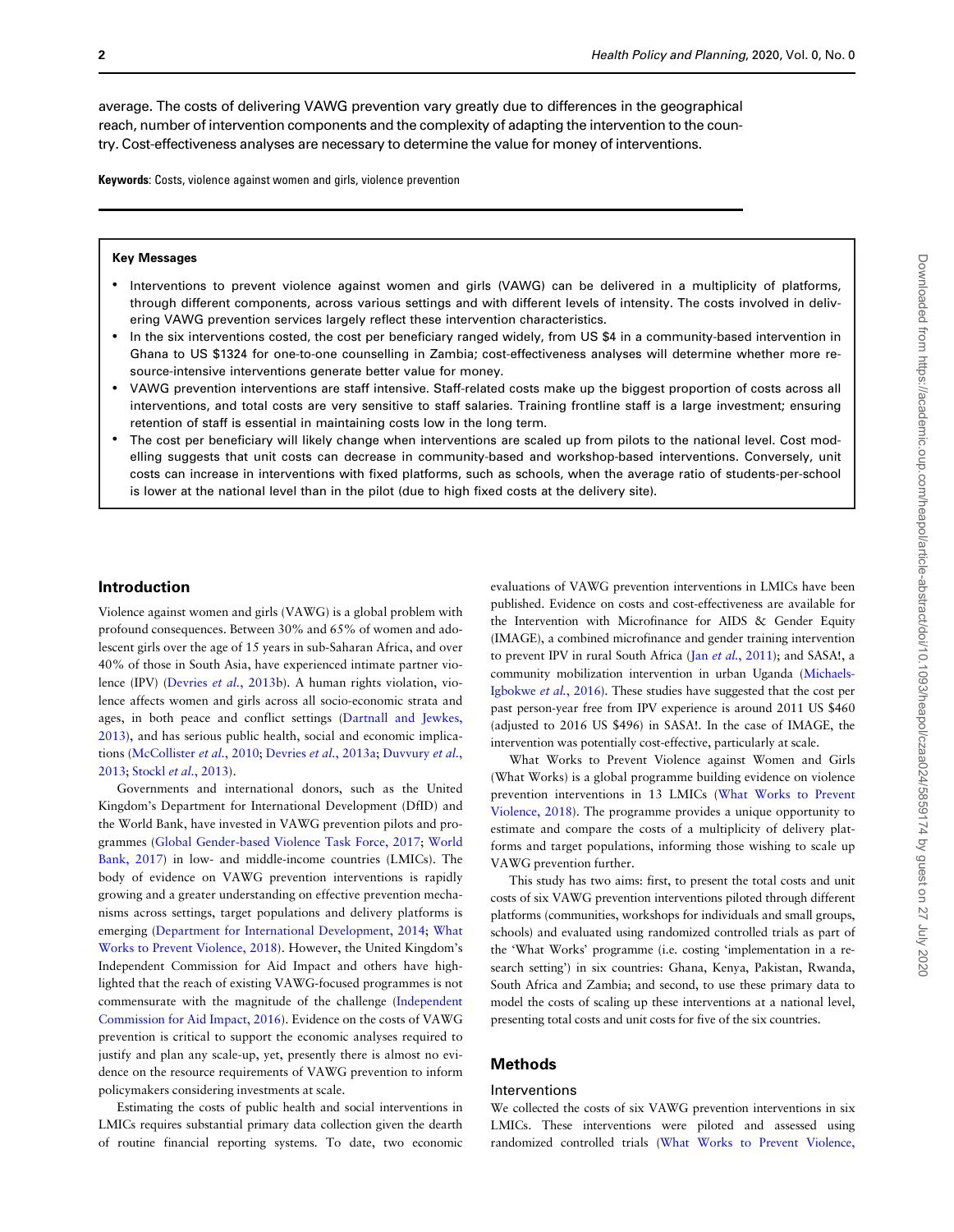average. The costs of delivering VAWG prevention vary greatly due to differences in the geographical reach, number of intervention components and the complexity of adapting the intervention to the country. Cost-effectiveness analyses are necessary to determine the value for money of interventions.

**Keywords**: Costs, violence against women and girls, violence prevention

**Key Messages**

- Interventions to prevent violence against women and girls (VAWG) can be delivered in a multiplicity of platforms, through different components, across various settings and with different levels of intensity. The costs involved in delivering VAWG prevention services largely reflect these intervention characteristics.
- In the six interventions costed, the cost per beneficiary ranged widely, from US $4 in a community-based intervention in Ghana to US $1324 for one-to-one counselling in Zambia; cost-effectiveness analyses will determine whether more resource-intensive interventions generate better value for money.
- VAWG prevention interventions are staff intensive. Staff-related costs make up the biggest proportion of costs across all interventions, and total costs are very sensitive to staff salaries. Training frontline staff is a large investment; ensuring retention of staff is essential in maintaining costs low in the long term.
- The cost per beneficiary will likely change when interventions are scaled up from pilots to the national level. Cost modelling suggests that unit costs can decrease in community-based and workshop-based interventions. Conversely, unit costs can increase in interventions with fixed platforms, such as schools, when the average ratio of students-per-school is lower at the national level than in the pilot (due to high fixed costs at the delivery site).

## Introduction

Violence against women and girls (VAWG) is a global problem with profound consequences. Between 30% and 65% of women and adolescent girls over the age of 15 years in sub-Saharan Africa, and over 40% of those in South Asia, have experienced intimate partner violence (IPV) (Devries *et al.*, 2013b). A human rights violation, violence affects women and girls across all socio-economic strata and ages, in both peace and conflict settings (Dartnall and Jewkes, 2013), and has serious public health, social and economic implications (McCollister *et al.*, 2010; Devries *et al.*, 2013a; Duvvury *et al.*, 2013; Stockl *et al.*, 2013).

Governments and international donors, such as the United Kingdom's Department for International Development (DfID) and the World Bank, have invested in VAWG prevention pilots and programmes (Global Gender-based Violence Task Force, 2017; World Bank, 2017) in low- and middle-income countries (LMICs). The body of evidence on VAWG prevention interventions is rapidly growing and a greater understanding on effective prevention mechanisms across settings, target populations and delivery platforms is emerging (Department for International Development, 2014; What Works to Prevent Violence, 2018). However, the United Kingdom's Independent Commission for Aid Impact and others have highlighted that the reach of existing VAWG-focused programmes is not commensurate with the magnitude of the challenge (Independent Commission for Aid Impact, 2016). Evidence on the costs of VAWG prevention is critical to support the economic analyses required to justify and plan any scale-up, yet, presently there is almost no evidence on the resource requirements of VAWG prevention to inform policymakers considering investments at scale.

Estimating the costs of public health and social interventions in LMICs requires substantial primary data collection given the dearth of routine financial reporting systems. To date, two economic evaluations of VAWG prevention interventions in LMICs have been published. Evidence on costs and cost-effectiveness are available for the Intervention with Microfinance for AIDS & Gender Equity (IMAGE), a combined microfinance and gender training intervention to prevent IPV in rural South Africa (Jan *et al.*, 2011); and SASA!, a community mobilization intervention in urban Uganda (Michaels-Igbokwe *et al.*, 2016). These studies have suggested that the cost per past person-year free from IPV experience is around 2011 US $460 (adjusted to 2016 US $496) in SASA!. In the case of IMAGE, the intervention was potentially cost-effective, particularly at scale.

What Works to Prevent Violence against Women and Girls (What Works) is a global programme building evidence on violence prevention interventions in 13 LMICs (What Works to Prevent Violence, 2018). The programme provides a unique opportunity to estimate and compare the costs of a multiplicity of delivery platforms and target populations, informing those wishing to scale up VAWG prevention further.

This study has two aims: first, to present the total costs and unit costs of six VAWG prevention interventions piloted through different platforms (communities, workshops for individuals and small groups, schools) and evaluated using randomized controlled trials as part of the 'What Works' programme (i.e. costing 'implementation in a research setting') in six countries: Ghana, Kenya, Pakistan, Rwanda, South Africa and Zambia; and second, to use these primary data to model the costs of scaling up these interventions at a national level, presenting total costs and unit costs for five of the six countries.

## Methods

### Interventions

We collected the costs of six VAWG prevention interventions in six LMICs. These interventions were piloted and assessed using randomized controlled trials (What Works to Prevent Violence,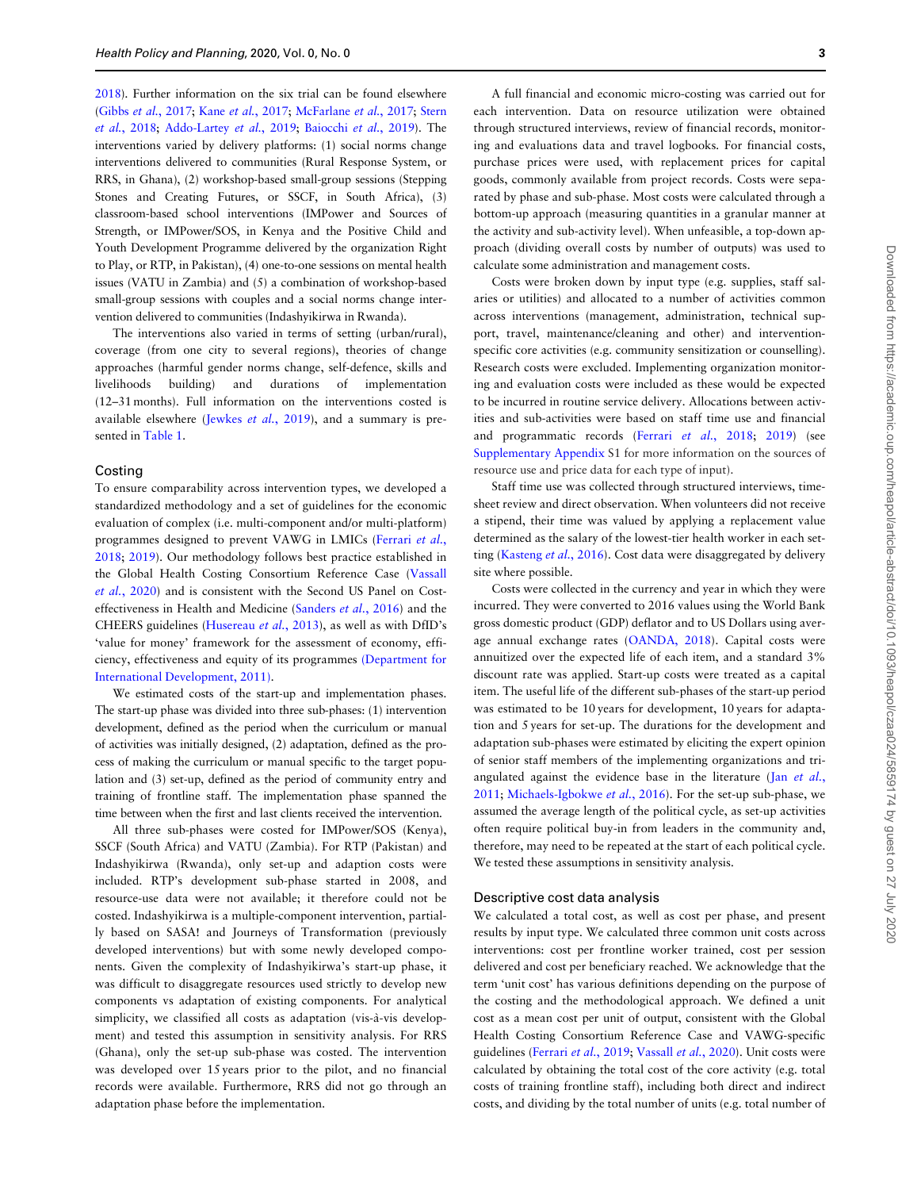2018). Further information on the six trial can be found elsewhere (Gibbs *et al.*, 2017; Kane *et al.*, 2017; McFarlane *et al.*, 2017; Stern *et al.*, 2018; Addo-Lartey *et al.*, 2019; Baiocchi *et al.*, 2019). The interventions varied by delivery platforms: (1) social norms change interventions delivered to communities (Rural Response System, or RRS, in Ghana), (2) workshop-based small-group sessions (Stepping Stones and Creating Futures, or SSCF, in South Africa), (3) classroom-based school interventions (IMPower and Sources of Strength, or IMPower/SOS, in Kenya and the Positive Child and Youth Development Programme delivered by the organization Right to Play, or RTP, in Pakistan), (4) one-to-one sessions on mental health issues (VATU in Zambia) and (5) a combination of workshop-based small-group sessions with couples and a social norms change intervention delivered to communities (Indashyikirwa in Rwanda).

The interventions also varied in terms of setting (urban/rural), coverage (from one city to several regions), theories of change approaches (harmful gender norms change, self-defence, skills and livelihoods building) and durations of implementation (12–31 months). Full information on the interventions costed is available elsewhere (Jewkes *et al.*, 2019), and a summary is presented in Table 1.

## Costing

To ensure comparability across intervention types, we developed a standardized methodology and a set of guidelines for the economic evaluation of complex (i.e. multi-component and/or multi-platform) programmes designed to prevent VAWG in LMICs (Ferrari *et al.*, 2018; 2019). Our methodology follows best practice established in the Global Health Costing Consortium Reference Case (Vassall *et al.*, 2020) and is consistent with the Second US Panel on Cost-effectiveness in Health and Medicine (Sanders *et al.*, 2016) and the CHEERS guidelines (Husereau *et al.*, 2013), as well as with DfID's 'value for money' framework for the assessment of economy, efficiency, effectiveness and equity of its programmes (Department for International Development, 2011).

We estimated costs of the start-up and implementation phases. The start-up phase was divided into three sub-phases: (1) intervention development, defined as the period when the curriculum or manual of activities was initially designed, (2) adaptation, defined as the process of making the curriculum or manual specific to the target population and (3) set-up, defined as the period of community entry and training of frontline staff. The implementation phase spanned the time between when the first and last clients received the intervention.

All three sub-phases were costed for IMPower/SOS (Kenya), SSCF (South Africa) and VATU (Zambia). For RTP (Pakistan) and Indashyikirwa (Rwanda), only set-up and adaption costs were included. RTP's development sub-phase started in 2008, and resource-use data were not available; it therefore could not be costed. Indashyikirwa is a multiple-component intervention, partially based on SASA! and Journeys of Transformation (previously developed interventions) but with some newly developed components. Given the complexity of Indashyikirwa's start-up phase, it was difficult to disaggregate resources used strictly to develop new components vs adaptation of existing components. For analytical simplicity, we classified all costs as adaptation (vis-à-vis development) and tested this assumption in sensitivity analysis. For RRS (Ghana), only the set-up sub-phase was costed. The intervention was developed over 15 years prior to the pilot, and no financial records were available. Furthermore, RRS did not go through an adaptation phase before the implementation.

A full financial and economic micro-costing was carried out for each intervention. Data on resource utilization were obtained through structured interviews, review of financial records, monitoring and evaluations data and travel logbooks. For financial costs, purchase prices were used, with replacement prices for capital goods, commonly available from project records. Costs were separated by phase and sub-phase. Most costs were calculated through a bottom-up approach (measuring quantities in a granular manner at the activity and sub-activity level). When unfeasible, a top-down approach (dividing overall costs by number of outputs) was used to calculate some administration and management costs.

Costs were broken down by input type (e.g. supplies, staff salaries or utilities) and allocated to a number of activities common across interventions (management, administration, technical support, travel, maintenance/cleaning and other) and intervention-specific core activities (e.g. community sensitization or counselling). Research costs were excluded. Implementing organization monitoring and evaluation costs were included as these would be expected to be incurred in routine service delivery. Allocations between activities and sub-activities were based on staff time use and financial and programmatic records (Ferrari *et al.*, 2018; 2019) (see Supplementary Appendix S1 for more information on the sources of resource use and price data for each type of input).

Staff time use was collected through structured interviews, time-sheet review and direct observation. When volunteers did not receive a stipend, their time was valued by applying a replacement value determined as the salary of the lowest-tier health worker in each setting (Kasteng *et al.*, 2016). Cost data were disaggregated by delivery site where possible.

Costs were collected in the currency and year in which they were incurred. They were converted to 2016 values using the World Bank gross domestic product (GDP) deflator and to US Dollars using average annual exchange rates (OANDA, 2018). Capital costs were annuitized over the expected life of each item, and a standard 3% discount rate was applied. Start-up costs were treated as a capital item. The useful life of the different sub-phases of the start-up period was estimated to be 10 years for development, 10 years for adaptation and 5 years for set-up. The durations for the development and adaptation sub-phases were estimated by eliciting the expert opinion of senior staff members of the implementing organizations and triangulated against the evidence base in the literature (Jan *et al.*, 2011; Michaels-Igbokwe *et al.*, 2016). For the set-up sub-phase, we assumed the average length of the political cycle, as set-up activities often require political buy-in from leaders in the community and, therefore, may need to be repeated at the start of each political cycle. We tested these assumptions in sensitivity analysis.

## Descriptive cost data analysis

We calculated a total cost, as well as cost per phase, and present results by input type. We calculated three common unit costs across interventions: cost per frontline worker trained, cost per session delivered and cost per beneficiary reached. We acknowledge that the term 'unit cost' has various definitions depending on the purpose of the costing and the methodological approach. We defined a unit cost as a mean cost per unit of output, consistent with the Global Health Costing Consortium Reference Case and VAWG-specific guidelines (Ferrari *et al.*, 2019; Vassall *et al.*, 2020). Unit costs were calculated by obtaining the total cost of the core activity (e.g. total costs of training frontline staff), including both direct and indirect costs, and dividing by the total number of units (e.g. total number of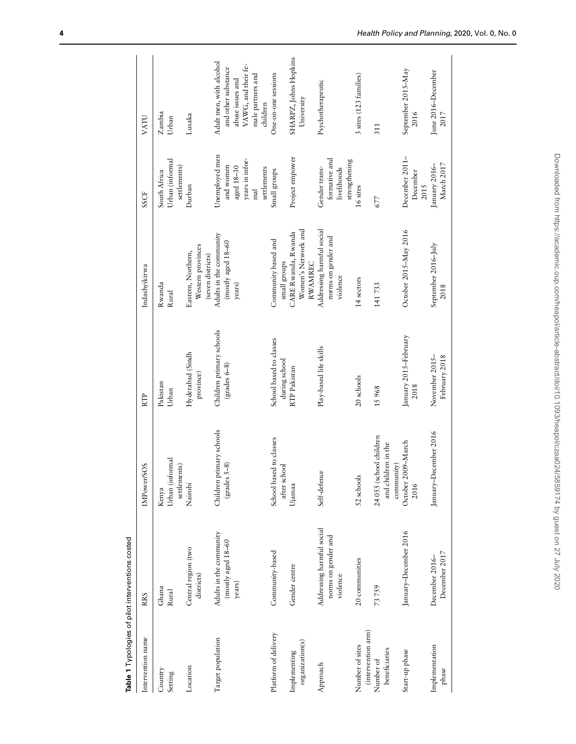**Table 1** Typologies of pilot interventions costed

| Intervention name | RRS | IMPower/SOS | RTP | Indashyikirwa | SSCF | VATU |
|---|---|---|---|---|---|---|
| Country | Ghana | Kenya | Pakistan | Rwanda | South Africa | Zambia |
| Setting | Rural | Urban (informal settlements) | Urban | Rural | Urban (informal settlements) | Urban |
| Location | Central region (two districts) | Nairobi | Hyderabad (Sindh province) | Eastern, Northern, Western provinces (seven districts) | Durban | Lusaka |
| Target population | Adults in the community (mostly aged 18–60 years) | Children primary schools (grades 5–8) | Children primary schools (grades 6–8) | Adults in the community (mostly aged 18–60 years) | Unemployed men and women aged 18–30 years in informal settlements | Adult men, with alcohol and other substance abuse issues and VAWG, and their female partners and children |
| Platform of delivery | Community-based | School based to classes after school | School based to classes during school | Community based and small groups | Small groups | One-on-one sessions |
| Implementing organization(s) | Gender centre | Ujamaa | RTP Pakistan | CARE Rwanda, Rwanda Women's Network and RWAMREC | Project empower | SHARPZ, Johns Hopkins University |
| Approach | Addressing harmful social norms on gender and violence | Self-defence | Play-based life skills | Addressing harmful social norms on gender and violence | Gender transformative and livelihoods strengthening | Psychotherapeutic |
| Number of sites (intervention arm) | 20 communities | 52 schools | 20 schools | 14 sectors | 16 sites | 3 sites (123 families) |
| Number of beneficiaries | 73 759 | 24 055 (school children and children in the community) | 15 968 | 141 733 | 677 | 311 |
| Start-up phase | January–December 2016 | October 2009–March 2016 | January 2015–February 2018 | October 2015–May 2016 | December 2011–December 2015 | September 2015–May 2016 |
| Implementation phase | December 2016–December 2017 | January–December 2016 | November 2015–February 2018 | September 2016–July 2018 | January 2016–March 2017 | June 2016–December 2017 |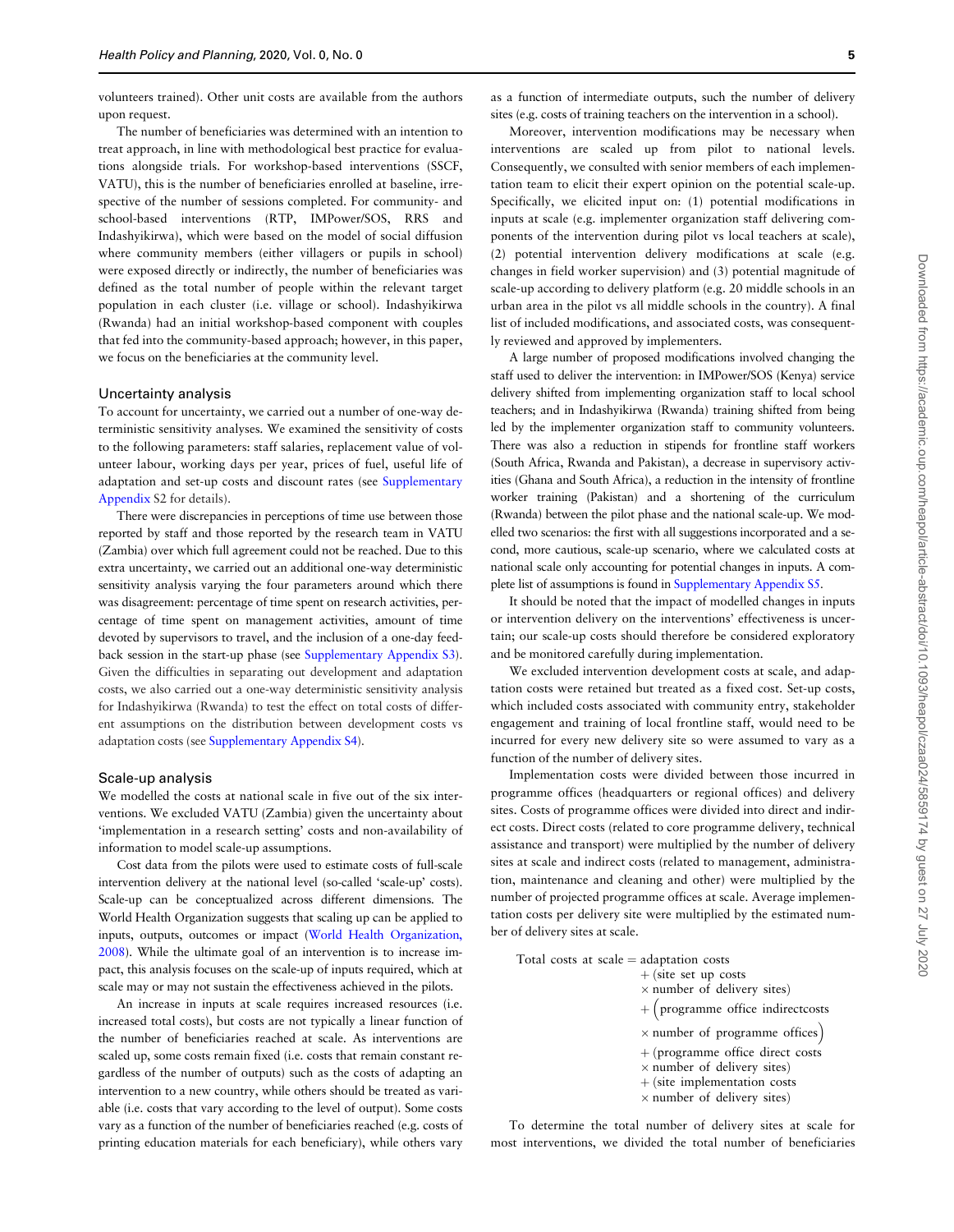volunteers trained). Other unit costs are available from the authors upon request.

The number of beneficiaries was determined with an intention to treat approach, in line with methodological best practice for evaluations alongside trials. For workshop-based interventions (SSCF, VATU), this is the number of beneficiaries enrolled at baseline, irrespective of the number of sessions completed. For community- and school-based interventions (RTP, IMPower/SOS, RRS and Indashyikirwa), which were based on the model of social diffusion where community members (either villagers or pupils in school) were exposed directly or indirectly, the number of beneficiaries was defined as the total number of people within the relevant target population in each cluster (i.e. village or school). Indashyikirwa (Rwanda) had an initial workshop-based component with couples that fed into the community-based approach; however, in this paper, we focus on the beneficiaries at the community level.

### Uncertainty analysis

To account for uncertainty, we carried out a number of one-way deterministic sensitivity analyses. We examined the sensitivity of costs to the following parameters: staff salaries, replacement value of volunteer labour, working days per year, prices of fuel, useful life of adaptation and set-up costs and discount rates (see Supplementary Appendix S2 for details).

There were discrepancies in perceptions of time use between those reported by staff and those reported by the research team in VATU (Zambia) over which full agreement could not be reached. Due to this extra uncertainty, we carried out an additional one-way deterministic sensitivity analysis varying the four parameters around which there was disagreement: percentage of time spent on research activities, percentage of time spent on management activities, amount of time devoted by supervisors to travel, and the inclusion of a one-day feedback session in the start-up phase (see Supplementary Appendix S3). Given the difficulties in separating out development and adaptation costs, we also carried out a one-way deterministic sensitivity analysis for Indashyikirwa (Rwanda) to test the effect on total costs of different assumptions on the distribution between development costs vs adaptation costs (see Supplementary Appendix S4).

### Scale-up analysis

We modelled the costs at national scale in five out of the six interventions. We excluded VATU (Zambia) given the uncertainty about 'implementation in a research setting' costs and non-availability of information to model scale-up assumptions.

Cost data from the pilots were used to estimate costs of full-scale intervention delivery at the national level (so-called 'scale-up' costs). Scale-up can be conceptualized across different dimensions. The World Health Organization suggests that scaling up can be applied to inputs, outputs, outcomes or impact (World Health Organization, 2008). While the ultimate goal of an intervention is to increase impact, this analysis focuses on the scale-up of inputs required, which at scale may or may not sustain the effectiveness achieved in the pilots.

An increase in inputs at scale requires increased resources (i.e. increased total costs), but costs are not typically a linear function of the number of beneficiaries reached at scale. As interventions are scaled up, some costs remain fixed (i.e. costs that remain constant regardless of the number of outputs) such as the costs of adapting an intervention to a new country, while others should be treated as variable (i.e. costs that vary according to the level of output). Some costs vary as a function of the number of beneficiaries reached (e.g. costs of printing education materials for each beneficiary), while others vary as a function of intermediate outputs, such the number of delivery sites (e.g. costs of training teachers on the intervention in a school).

Moreover, intervention modifications may be necessary when interventions are scaled up from pilot to national levels. Consequently, we consulted with senior members of each implementation team to elicit their expert opinion on the potential scale-up. Specifically, we elicited input on: (1) potential modifications in inputs at scale (e.g. implementer organization staff delivering components of the intervention during pilot vs local teachers at scale), (2) potential intervention delivery modifications at scale (e.g. changes in field worker supervision) and (3) potential magnitude of scale-up according to delivery platform (e.g. 20 middle schools in an urban area in the pilot vs all middle schools in the country). A final list of included modifications, and associated costs, was consequently reviewed and approved by implementers.

A large number of proposed modifications involved changing the staff used to deliver the intervention: in IMPower/SOS (Kenya) service delivery shifted from implementing organization staff to local school teachers; and in Indashyikirwa (Rwanda) training shifted from being led by the implementer organization staff to community volunteers. There was also a reduction in stipends for frontline staff workers (South Africa, Rwanda and Pakistan), a decrease in supervisory activities (Ghana and South Africa), a reduction in the intensity of frontline worker training (Pakistan) and a shortening of the curriculum (Rwanda) between the pilot phase and the national scale-up. We modelled two scenarios: the first with all suggestions incorporated and a second, more cautious, scale-up scenario, where we calculated costs at national scale only accounting for potential changes in inputs. A complete list of assumptions is found in Supplementary Appendix S5.

It should be noted that the impact of modelled changes in inputs or intervention delivery on the interventions' effectiveness is uncertain; our scale-up costs should therefore be considered exploratory and be monitored carefully during implementation.

We excluded intervention development costs at scale, and adaptation costs were retained but treated as a fixed cost. Set-up costs, which included costs associated with community entry, stakeholder engagement and training of local frontline staff, would need to be incurred for every new delivery site so were assumed to vary as a function of the number of delivery sites.

Implementation costs were divided between those incurred in programme offices (headquarters or regional offices) and delivery sites. Costs of programme offices were divided into direct and indirect costs. Direct costs (related to core programme delivery, technical assistance and transport) were multiplied by the number of delivery sites at scale and indirect costs (related to management, administration, maintenance and cleaning and other) were multiplied by the number of projected programme offices at scale. Average implementation costs per delivery site were multiplied by the estimated number of delivery sites at scale.

$$
\begin{aligned}
\text{Total costs at scale} = {} & \text{adaptation costs} \\
& + (\text{site set up costs} \\
& \times \text{number of delivery sites}) \\
& + \Big(\text{programme office indirectcosts} \\
& \times \text{number of programme offices}\Big) \\
& + (\text{programme office direct costs} \\
& \times \text{number of delivery sites}) \\
& + (\text{site implementation costs} \\
& \times \text{number of delivery sites})
\end{aligned}
$$

To determine the total number of delivery sites at scale for most interventions, we divided the total number of beneficiaries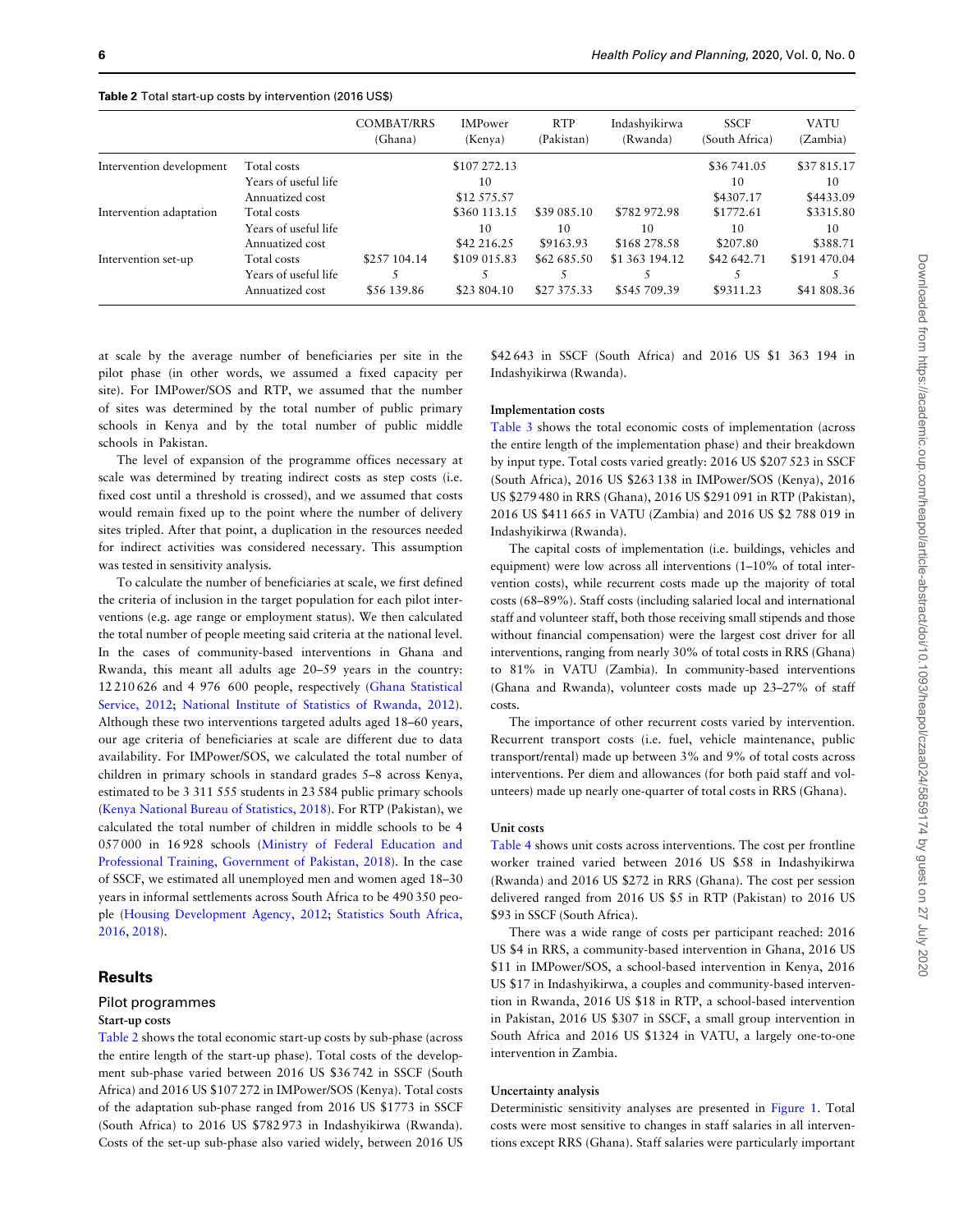**Table 2** Total start-up costs by intervention (2016 US$)

| | | COMBAT/RRS (Ghana) | IMPower (Kenya) | RTP (Pakistan) | Indashyikirwa (Rwanda) | SSCF (South Africa) | VATU (Zambia) |
|---|---|---|---|---|---|---|---|
| Intervention development | Total costs | | $107 272.13 | | | $36 741.05 | $37 815.17 |
| | Years of useful life | | 10 | | | 10 | 10 |
| | Annualized cost | | $12 575.57 | | | $4307.17 | $4433.09 |
| Intervention adaptation | Total costs | | $360 113.15 | $39 085.10 | $782 972.98 | $1772.61 | $3315.80 |
| | Years of useful life | | 10 | 10 | 10 | 10 | 10 |
| | Annualized cost | | $42 216.25 | $9163.93 | $168 278.58 | $207.80 | $388.71 |
| Intervention set-up | Total costs | $257 104.14 | $109 015.83 | $62 685.50 | $1 363 194.12 | $42 642.71 | $191 470.04 |
| | Years of useful life | 5 | 5 | 5 | 5 | 5 | 5 |
| | Annualized cost | $56 139.86 | $23 804.10 | $27 375.33 | $545 709.39 | $9311.23 | $41 808.36 |

at scale by the average number of beneficiaries per site in the pilot phase (in other words, we assumed a fixed capacity per site). For IMPower/SOS and RTP, we assumed that the number of sites was determined by the total number of public primary schools in Kenya and by the total number of public middle schools in Pakistan.

The level of expansion of the programme offices necessary at scale was determined by treating indirect costs as step costs (i.e. fixed cost until a threshold is crossed), and we assumed that costs would remain fixed up to the point where the number of delivery sites tripled. After that point, a duplication in the resources needed for indirect activities was considered necessary. This assumption was tested in sensitivity analysis.

To calculate the number of beneficiaries at scale, we first defined the criteria of inclusion in the target population for each pilot interventions (e.g. age range or employment status). We then calculated the total number of people meeting said criteria at the national level. In the cases of community-based interventions in Ghana and Rwanda, this meant all adults age 20–59 years in the country: 12 210 626 and 4 976 600 people, respectively (Ghana Statistical Service, 2012; National Institute of Statistics of Rwanda, 2012). Although these two interventions targeted adults aged 18–60 years, our age criteria of beneficiaries at scale are different due to data availability. For IMPower/SOS, we calculated the total number of children in primary schools in standard grades 5–8 across Kenya, estimated to be 3 311 555 students in 23 584 public primary schools (Kenya National Bureau of Statistics, 2018). For RTP (Pakistan), we calculated the total number of children in middle schools to be 4 057 000 in 16 928 schools (Ministry of Federal Education and Professional Training, Government of Pakistan, 2018). In the case of SSCF, we estimated all unemployed men and women aged 18–30 years in informal settlements across South Africa to be 490 350 people (Housing Development Agency, 2012; Statistics South Africa, 2016, 2018).

## Results

### Pilot programmes

#### Start-up costs

Table 2 shows the total economic start-up costs by sub-phase (across the entire length of the start-up phase). Total costs of the development sub-phase varied between 2016 US $36 742 in SSCF (South Africa) and 2016 US $107 272 in IMPower/SOS (Kenya). Total costs of the adaptation sub-phase ranged from 2016 US $1773 in SSCF (South Africa) to 2016 US $782 973 in Indashyikirwa (Rwanda). Costs of the set-up sub-phase also varied widely, between 2016 US $42 643 in SSCF (South Africa) and 2016 US $1 363 194 in Indashyikirwa (Rwanda).

#### Implementation costs

Table 3 shows the total economic costs of implementation (across the entire length of the implementation phase) and their breakdown by input type. Total costs varied greatly: 2016 US $207 523 in SSCF (South Africa), 2016 US $263 138 in IMPower/SOS (Kenya), 2016 US $279 480 in RRS (Ghana), 2016 US $291 091 in RTP (Pakistan), 2016 US $411 665 in VATU (Zambia) and 2016 US $2 788 019 in Indashyikirwa (Rwanda).

The capital costs of implementation (i.e. buildings, vehicles and equipment) were low across all interventions (1–10% of total intervention costs), while recurrent costs made up the majority of total costs (68–89%). Staff costs (including salaried local and international staff and volunteer staff, both those receiving small stipends and those without financial compensation) were the largest cost driver for all interventions, ranging from nearly 30% of total costs in RRS (Ghana) to 81% in VATU (Zambia). In community-based interventions (Ghana and Rwanda), volunteer costs made up 23–27% of staff costs.

The importance of other recurrent costs varied by intervention. Recurrent transport costs (i.e. fuel, vehicle maintenance, public transport/rental) made up between 3% and 9% of total costs across interventions. Per diem and allowances (for both paid staff and volunteers) made up nearly one-quarter of total costs in RRS (Ghana).

#### Unit costs

Table 4 shows unit costs across interventions. The cost per frontline worker trained varied between 2016 US $58 in Indashyikirwa (Rwanda) and 2016 US $272 in RRS (Ghana). The cost per session delivered ranged from 2016 US $5 in RTP (Pakistan) to 2016 US $93 in SSCF (South Africa).

There was a wide range of costs per participant reached: 2016 US $4 in RRS, a community-based intervention in Ghana, 2016 US $11 in IMPower/SOS, a school-based intervention in Kenya, 2016 US $17 in Indashyikirwa, a couples and community-based intervention in Rwanda, 2016 US $18 in RTP, a school-based intervention in Pakistan, 2016 US $307 in SSCF, a small group intervention in South Africa and 2016 US $1324 in VATU, a largely one-to-one intervention in Zambia.

#### Uncertainty analysis

Deterministic sensitivity analyses are presented in Figure 1. Total costs were most sensitive to changes in staff salaries in all interventions except RRS (Ghana). Staff salaries were particularly important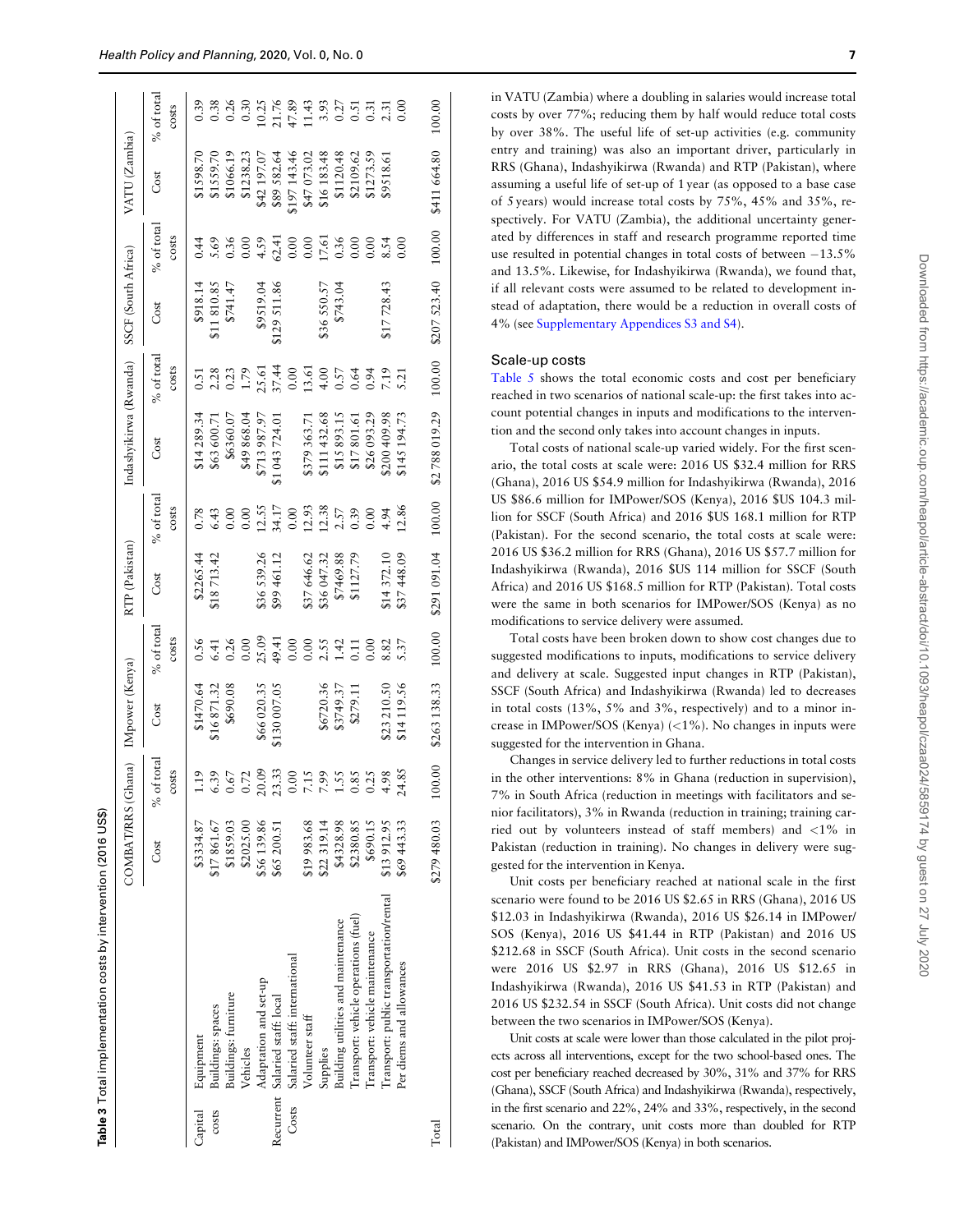**Table 3** Total implementation costs by intervention (2016 US$)

| | | COMBAT/RRS (Ghana) | | IMpower (Kenya) | | RTP (Pakistan) | | Indashyikirwa (Rwanda) | | SSCF (South Africa) | | VATU (Zambia) | |
|---|---|---|---|---|---|---|---|---|---|---|---|---|---|
| | | Cost | % of total costs | Cost | % of total costs | Cost | % of total costs | Cost | % of total costs | Cost | % of total costs | Cost | % of total costs |
| Capital costs | Equipment | $3334.87 | 1.19 | $1470.64 | 0.56 | $2265.44 | 0.78 | $14 289.34 | 0.51 | $918.14 | 0.44 | $1598.70 | 0.39 |
| | Buildings: spaces | $17 861.67 | 6.39 | $16 871.32 | 6.41 | $18 713.42 | 6.43 | $63 600.71 | 2.28 | $11 810.85 | 5.69 | $1559.70 | 0.38 |
| | Buildings: furniture | $1859.03 | 0.67 | $690.08 | 0.26 | | 0.00 | $6360.07 | 0.23 | $741.47 | 0.36 | $1066.19 | 0.26 |
| | Vehicles | $2025.00 | 0.72 | | 0.00 | | 0.00 | $49 868.04 | 1.79 | | 0.00 | $1238.23 | 0.30 |
| | Adaptation and set-up | $56 139.86 | 20.09 | $66 020.35 | 25.09 | $36 539.26 | 12.55 | $713 987.97 | 25.61 | $9519.04 | 4.59 | $42 197.07 | 10.25 |
| Recurrent Costs | Salaried staff: local | $65 200.51 | 23.33 | $130 007.05 | 49.41 | $99 461.12 | 34.17 | $1 043 724.01 | 37.44 | $129 511.86 | 62.41 | $89 582.64 | 21.76 |
| | Salaried staff: international | | 0.00 | | 0.00 | | 0.00 | | 0.00 | | 0.00 | $197 143.46 | 47.89 |
| | Volunteer staff | $19 983.68 | 7.15 | | 0.00 | $37 646.62 | 12.93 | $379 363.71 | 13.61 | | 0.00 | $47 073.02 | 11.43 |
| | Supplies | $22 319.14 | 7.99 | $6720.36 | 2.55 | $36 047.32 | 12.38 | $111 432.68 | 4.00 | $36 550.57 | 17.61 | $16 183.48 | 3.93 |
| | Building utilities and maintenance | $4328.98 | 1.55 | $3749.37 | 1.42 | $7469.88 | 2.57 | $15 893.15 | 0.57 | $743.04 | 0.36 | $1120.48 | 0.27 |
| | Transport: vehicle operations (fuel) | $2380.85 | 0.85 | $279.11 | 0.11 | $1127.79 | 0.39 | $17 801.61 | 0.64 | | 0.00 | $2109.62 | 0.51 |
| | Transport: vehicle maintenance | $690.15 | 0.25 | | 0.00 | | 0.00 | $26 093.29 | 0.94 | | 0.00 | $1273.59 | 0.31 |
| | Transport: public transportation/rental | $13 912.95 | 4.98 | $23 210.50 | 8.82 | $14 372.10 | 4.94 | $200 409.98 | 7.19 | $17 728.43 | 8.54 | $9518.61 | 2.31 |
| | Per diems and allowances | $69 443.33 | 24.85 | $14 119.56 | 5.37 | $37 448.09 | 12.86 | $145 194.73 | 5.21 | | 0.00 | | 0.00 |
| Total | | $279 480.03 | 100.00 | $263 138.33 | 100.00 | $291 091.04 | 100.00 | $2 788 019.29 | 100.00 | $207 523.40 | 100.00 | $411 664.80 | 100.00 |

in VATU (Zambia) where a doubling in salaries would increase total costs by over 77%; reducing them by half would reduce total costs by over 38%. The useful life of set-up activities (e.g. community entry and training) was also an important driver, particularly in RRS (Ghana), Indashyikirwa (Rwanda) and RTP (Pakistan), where assuming a useful life of set-up of 1 year (as opposed to a base case of 5 years) would increase total costs by 75%, 45% and 35%, respectively. For VATU (Zambia), the additional uncertainty generated by differences in staff and research programme reported time use resulted in potential changes in total costs of between −13.5% and 13.5%. Likewise, for Indashyikirwa (Rwanda), we found that, if all relevant costs were assumed to be related to development instead of adaptation, there would be a reduction in overall costs of 4% (see Supplementary Appendices S3 and S4).

### Scale-up costs

Table 5 shows the total economic costs and cost per beneficiary reached in two scenarios of national scale-up: the first takes into account potential changes in inputs and modifications to the intervention and the second only takes into account changes in inputs.

Total costs of national scale-up varied widely. For the first scenario, the total costs at scale were: 2016 US $32.4 million for RRS (Ghana), 2016 US $54.9 million for Indashyikirwa (Rwanda), 2016 US $86.6 million for IMPower/SOS (Kenya), 2016 $US 104.3 million for SSCF (South Africa) and 2016 $US 168.1 million for RTP (Pakistan). For the second scenario, the total costs at scale were: 2016 US $36.2 million for RRS (Ghana), 2016 US $57.7 million for Indashyikirwa (Rwanda), 2016 $US 114 million for SSCF (South Africa) and 2016 US $168.5 million for RTP (Pakistan). Total costs were the same in both scenarios for IMPower/SOS (Kenya) as no modifications to service delivery were assumed.

Total costs have been broken down to show cost changes due to suggested modifications to inputs, modifications to service delivery and delivery at scale. Suggested input changes in RTP (Pakistan), SSCF (South Africa) and Indashyikirwa (Rwanda) led to decreases in total costs (13%, 5% and 3%, respectively) and to a minor increase in IMPower/SOS (Kenya) (<1%). No changes in inputs were suggested for the intervention in Ghana.

Changes in service delivery led to further reductions in total costs in the other interventions: 8% in Ghana (reduction in supervision), 7% in South Africa (reduction in meetings with facilitators and senior facilitators), 3% in Rwanda (reduction in training; training carried out by volunteers instead of staff members) and <1% in Pakistan (reduction in training). No changes in delivery were suggested for the intervention in Kenya.

Unit costs per beneficiary reached at national scale in the first scenario were found to be 2016 US $2.65 in RRS (Ghana), 2016 US $12.03 in Indashyikirwa (Rwanda), 2016 US $26.14 in IMPower/SOS (Kenya), 2016 US $41.44 in RTP (Pakistan) and 2016 US $212.68 in SSCF (South Africa). Unit costs in the second scenario were 2016 US $2.97 in RRS (Ghana), 2016 US $12.65 in Indashyikirwa (Rwanda), 2016 US $41.53 in RTP (Pakistan) and 2016 US $232.54 in SSCF (South Africa). Unit costs did not change between the two scenarios in IMPower/SOS (Kenya).

Unit costs at scale were lower than those calculated in the pilot projects across all interventions, except for the two school-based ones. The cost per beneficiary reached decreased by 30%, 31% and 37% for RRS (Ghana), SSCF (South Africa) and Indashyikirwa (Rwanda), respectively, in the first scenario and 22%, 24% and 33%, respectively, in the second scenario. On the contrary, unit costs more than doubled for RTP (Pakistan) and IMPower/SOS (Kenya) in both scenarios.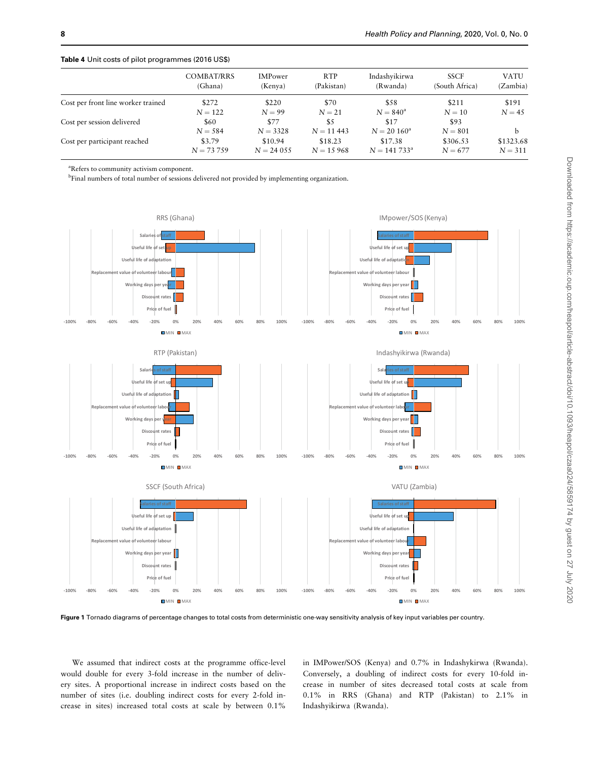**Table 4** Unit costs of pilot programmes (2016 US$)

| | COMBAT/RRS (Ghana) | IMPower (Kenya) | RTP (Pakistan) | Indashyikirwa (Rwanda) | SSCF (South Africa) | VATU (Zambia) |
|---|---|---|---|---|---|---|
| Cost per front line worker trained | $272 N = 122 | $220 N = 99 | $70 N = 21 | $58 N = 840[a] | $211 N = 10 | $191 N = 45 |
| Cost per session delivered | $60 N = 584 | $77 N = 3328 | $5 N = 11 443 | $17 N = 20 160[a] | $93 N = 801 | b |
| Cost per participant reached | $3.79 N = 73 759 | $10.94 N = 24 055 | $18.23 N = 15 968 | $17.38 N = 141 733[a] | $306.53 N = 677 | $1323.68 N = 311 |

[a]Refers to community activism component.
[b]Final numbers of total number of sessions delivered not provided by implementing organization.

**Figure 1** Tornado diagrams of percentage changes to total costs from deterministic one-way sensitivity analysis of key input variables per country.

We assumed that indirect costs at the programme office-level would double for every 3-fold increase in the number of delivery sites. A proportional increase in indirect costs based on the number of sites (i.e. doubling indirect costs for every 2-fold increase in sites) increased total costs at scale by between 0.1% in IMPower/SOS (Kenya) and 0.7% in Indashyikirwa (Rwanda). Conversely, a doubling of indirect costs for every 10-fold increase in number of sites decreased total costs at scale from 0.1% in RRS (Ghana) and RTP (Pakistan) to 2.1% in Indashyikirwa (Rwanda).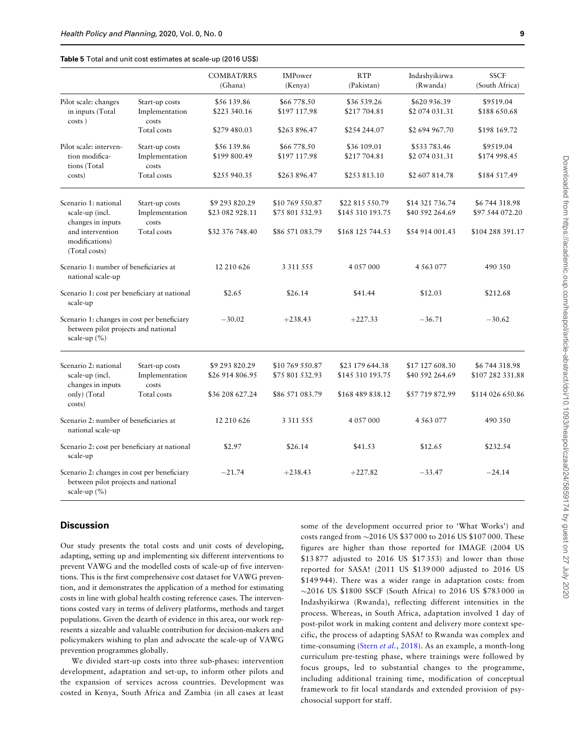**Table 5** Total and unit cost estimates at scale-up (2016 US$)

| | | COMBAT/RRS (Ghana) | IMPower (Kenya) | RTP (Pakistan) | Indashyikirwa (Rwanda) | SSCF (South Africa) |
|---|---|---|---|---|---|---|
| Pilot scale: changes in inputs (Total costs ) | Start-up costs | $56 139.86 | $66 778.50 | $36 539.26 | $620 936.39 | $9519.04 |
| | Implementation costs | $223 340.16 | $197 117.98 | $217 704.81 | $2 074 031.31 | $188 650.68 |
| | Total costs | $279 480.03 | $263 896.47 | $254 244.07 | $2 694 967.70 | $198 169.72 |
| Pilot scale: intervention modifications (Total costs) | Start-up costs | $56 139.86 | $66 778.50 | $36 109.01 | $533 783.46 | $9519.04 |
| | Implementation costs | $199 800.49 | $197 117.98 | $217 704.81 | $2 074 031.31 | $174 998.45 |
| | Total costs | $255 940.35 | $263 896.47 | $253 813.10 | $2 607 814.78 | $184 517.49 |
| Scenario 1: national scale-up (incl. changes in inputs and intervention modifications) (Total costs) | Start-up costs | $9 293 820.29 | $10 769 550.87 | $22 815 550.79 | $14 321 736.74 | $6 744 318.98 |
| | Implementation costs | $23 082 928.11 | $75 801 532.93 | $145 310 193.75 | $40 592 264.69 | $97 544 072.20 |
| | Total costs | $32 376 748.40 | $86 571 083.79 | $168 125 744.53 | $54 914 001.43 | $104 288 391.17 |
| Scenario 1: number of beneficiaries at national scale-up | | 12 210 626 | 3 311 555 | 4 057 000 | 4 563 077 | 490 350 |
| Scenario 1: cost per beneficiary at national scale-up | | $2.65 | $26.14 | $41.44 | $12.03 | $212.68 |
| Scenario 1: changes in cost per beneficiary between pilot projects and national scale-up (%) | | −30.02 | +238.43 | +227.33 | −36.71 | −30.62 |
| Scenario 2: national scale-up (incl. changes in inputs only) (Total costs) | Start-up costs | $9 293 820.29 | $10 769 550.87 | $23 179 644.38 | $17 127 608.30 | $6 744 318.98 |
| | Implementation costs | $26 914 806.95 | $75 801 532.93 | $145 310 193.75 | $40 592 264.69 | $107 282 331.88 |
| | Total costs | $36 208 627.24 | $86 571 083.79 | $168 489 838.12 | $57 719 872.99 | $114 026 650.86 |
| Scenario 2: number of beneficiaries at national scale-up | | 12 210 626 | 3 311 555 | 4 057 000 | 4 563 077 | 490 350 |
| Scenario 2: cost per beneficiary at national scale-up | | $2.97 | $26.14 | $41.53 | $12.65 | $232.54 |
| Scenario 2: changes in cost per beneficiary between pilot projects and national scale-up (%) | | −21.74 | +238.43 | +227.82 | −33.47 | −24.14 |

## Discussion

Our study presents the total costs and unit costs of developing, adapting, setting up and implementing six different interventions to prevent VAWG and the modelled costs of scale-up of five interventions. This is the first comprehensive cost dataset for VAWG prevention, and it demonstrates the application of a method for estimating costs in line with global health costing reference cases. The interventions costed vary in terms of delivery platforms, methods and target populations. Given the dearth of evidence in this area, our work represents a sizeable and valuable contribution for decision-makers and policymakers wishing to plan and advocate the scale-up of VAWG prevention programmes globally.

We divided start-up costs into three sub-phases: intervention development, adaptation and set-up, to inform other pilots and the expansion of services across countries. Development was costed in Kenya, South Africa and Zambia (in all cases at least some of the development occurred prior to 'What Works') and costs ranged from ∼2016 US $37 000 to 2016 US $107 000. These figures are higher than those reported for IMAGE (2004 US $13 877 adjusted to 2016 US $17 353) and lower than those reported for SASA! (2011 US $139 000 adjusted to 2016 US $149 944). There was a wider range in adaptation costs: from ∼2016 US $1800 SSCF (South Africa) to 2016 US $783 000 in Indashyikirwa (Rwanda), reflecting different intensities in the process. Whereas, in South Africa, adaptation involved 1 day of post-pilot work in making content and delivery more context specific, the process of adapting SASA! to Rwanda was complex and time-consuming (Stern *et al.*, 2018). As an example, a month-long curriculum pre-testing phase, where trainings were followed by focus groups, led to substantial changes to the programme, including additional training time, modification of conceptual framework to fit local standards and extended provision of psychosocial support for staff.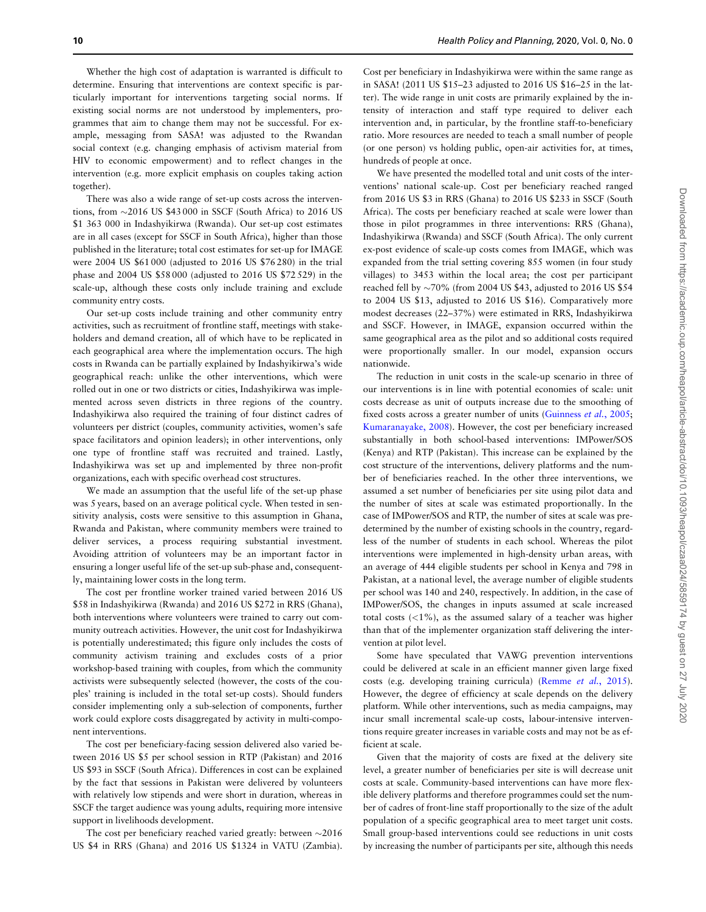Whether the high cost of adaptation is warranted is difficult to determine. Ensuring that interventions are context specific is particularly important for interventions targeting social norms. If existing social norms are not understood by implementers, programmes that aim to change them may not be successful. For example, messaging from SASA! was adjusted to the Rwandan social context (e.g. changing emphasis of activism material from HIV to economic empowerment) and to reflect changes in the intervention (e.g. more explicit emphasis on couples taking action together).

There was also a wide range of set-up costs across the interventions, from ∼2016 US $43 000 in SSCF (South Africa) to 2016 US $1 363 000 in Indashyikirwa (Rwanda). Our set-up cost estimates are in all cases (except for SSCF in South Africa), higher than those published in the literature; total cost estimates for set-up for IMAGE were 2004 US $61 000 (adjusted to 2016 US $76 280) in the trial phase and 2004 US $58 000 (adjusted to 2016 US $72 529) in the scale-up, although these costs only include training and exclude community entry costs.

Our set-up costs include training and other community entry activities, such as recruitment of frontline staff, meetings with stakeholders and demand creation, all of which have to be replicated in each geographical area where the implementation occurs. The high costs in Rwanda can be partially explained by Indashyikirwa's wide geographical reach: unlike the other interventions, which were rolled out in one or two districts or cities, Indashyikirwa was implemented across seven districts in three regions of the country. Indashyikirwa also required the training of four distinct cadres of volunteers per district (couples, community activities, women's safe space facilitators and opinion leaders); in other interventions, only one type of frontline staff was recruited and trained. Lastly, Indashyikirwa was set up and implemented by three non-profit organizations, each with specific overhead cost structures.

We made an assumption that the useful life of the set-up phase was 5 years, based on an average political cycle. When tested in sensitivity analysis, costs were sensitive to this assumption in Ghana, Rwanda and Pakistan, where community members were trained to deliver services, a process requiring substantial investment. Avoiding attrition of volunteers may be an important factor in ensuring a longer useful life of the set-up sub-phase and, consequently, maintaining lower costs in the long term.

The cost per frontline worker trained varied between 2016 US $58 in Indashyikirwa (Rwanda) and 2016 US $272 in RRS (Ghana), both interventions where volunteers were trained to carry out community outreach activities. However, the unit cost for Indashyikirwa is potentially underestimated; this figure only includes the costs of community activism training and excludes costs of a prior workshop-based training with couples, from which the community activists were subsequently selected (however, the costs of the couples' training is included in the total set-up costs). Should funders consider implementing only a sub-selection of components, further work could explore costs disaggregated by activity in multi-component interventions.

The cost per beneficiary-facing session delivered also varied between 2016 US $5 per school session in RTP (Pakistan) and 2016 US $93 in SSCF (South Africa). Differences in cost can be explained by the fact that sessions in Pakistan were delivered by volunteers with relatively low stipends and were short in duration, whereas in SSCF the target audience was young adults, requiring more intensive support in livelihoods development.

The cost per beneficiary reached varied greatly: between ∼2016 US $4 in RRS (Ghana) and 2016 US $1324 in VATU (Zambia). Cost per beneficiary in Indashyikirwa were within the same range as in SASA! (2011 US $15–23 adjusted to 2016 US $16–25 in the latter). The wide range in unit costs are primarily explained by the intensity of interaction and staff type required to deliver each intervention and, in particular, by the frontline staff-to-beneficiary ratio. More resources are needed to teach a small number of people (or one person) vs holding public, open-air activities for, at times, hundreds of people at once.

We have presented the modelled total and unit costs of the interventions' national scale-up. Cost per beneficiary reached ranged from 2016 US $3 in RRS (Ghana) to 2016 US $233 in SSCF (South Africa). The costs per beneficiary reached at scale were lower than those in pilot programmes in three interventions: RRS (Ghana), Indashyikirwa (Rwanda) and SSCF (South Africa). The only current ex-post evidence of scale-up costs comes from IMAGE, which was expanded from the trial setting covering 855 women (in four study villages) to 3453 within the local area; the cost per participant reached fell by ∼70% (from 2004 US $43, adjusted to 2016 US $54 to 2004 US $13, adjusted to 2016 US $16). Comparatively more modest decreases (22–37%) were estimated in RRS, Indashyikirwa and SSCF. However, in IMAGE, expansion occurred within the same geographical area as the pilot and so additional costs required were proportionally smaller. In our model, expansion occurs nationwide.

The reduction in unit costs in the scale-up scenario in three of our interventions is in line with potential economies of scale: unit costs decrease as unit of outputs increase due to the smoothing of fixed costs across a greater number of units (Guinness *et al.*, 2005; Kumaranayake, 2008). However, the cost per beneficiary increased substantially in both school-based interventions: IMPower/SOS (Kenya) and RTP (Pakistan). This increase can be explained by the cost structure of the interventions, delivery platforms and the number of beneficiaries reached. In the other three interventions, we assumed a set number of beneficiaries per site using pilot data and the number of sites at scale was estimated proportionally. In the case of IMPower/SOS and RTP, the number of sites at scale was predetermined by the number of existing schools in the country, regardless of the number of students in each school. Whereas the pilot interventions were implemented in high-density urban areas, with an average of 444 eligible students per school in Kenya and 798 in Pakistan, at a national level, the average number of eligible students per school was 140 and 240, respectively. In addition, in the case of IMPower/SOS, the changes in inputs assumed at scale increased total costs (<1%), as the assumed salary of a teacher was higher than that of the implementer organization staff delivering the intervention at pilot level.

Some have speculated that VAWG prevention interventions could be delivered at scale in an efficient manner given large fixed costs (e.g. developing training curricula) (Remme *et al.*, 2015). However, the degree of efficiency at scale depends on the delivery platform. While other interventions, such as media campaigns, may incur small incremental scale-up costs, labour-intensive interventions require greater increases in variable costs and may not be as efficient at scale.

Given that the majority of costs are fixed at the delivery site level, a greater number of beneficiaries per site is will decrease unit costs at scale. Community-based interventions can have more flexible delivery platforms and therefore programmes could set the number of cadres of front-line staff proportionally to the size of the adult population of a specific geographical area to meet target unit costs. Small group-based interventions could see reductions in unit costs by increasing the number of participants per site, although this needs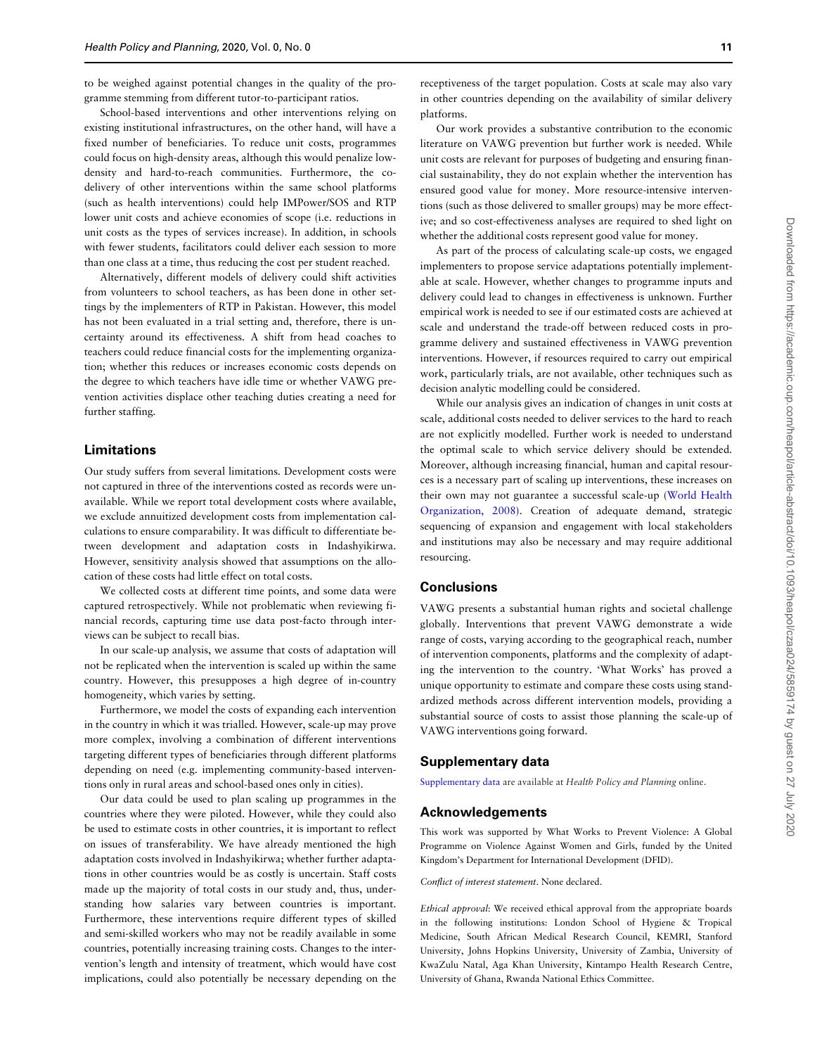to be weighed against potential changes in the quality of the programme stemming from different tutor-to-participant ratios.

School-based interventions and other interventions relying on existing institutional infrastructures, on the other hand, will have a fixed number of beneficiaries. To reduce unit costs, programmes could focus on high-density areas, although this would penalize low-density and hard-to-reach communities. Furthermore, the co-delivery of other interventions within the same school platforms (such as health interventions) could help IMPower/SOS and RTP lower unit costs and achieve economies of scope (i.e. reductions in unit costs as the types of services increase). In addition, in schools with fewer students, facilitators could deliver each session to more than one class at a time, thus reducing the cost per student reached.

Alternatively, different models of delivery could shift activities from volunteers to school teachers, as has been done in other settings by the implementers of RTP in Pakistan. However, this model has not been evaluated in a trial setting and, therefore, there is uncertainty around its effectiveness. A shift from head coaches to teachers could reduce financial costs for the implementing organization; whether this reduces or increases economic costs depends on the degree to which teachers have idle time or whether VAWG prevention activities displace other teaching duties creating a need for further staffing.

## Limitations

Our study suffers from several limitations. Development costs were not captured in three of the interventions costed as records were unavailable. While we report total development costs where available, we exclude annuitized development costs from implementation calculations to ensure comparability. It was difficult to differentiate between development and adaptation costs in Indashyikirwa. However, sensitivity analysis showed that assumptions on the allocation of these costs had little effect on total costs.

We collected costs at different time points, and some data were captured retrospectively. While not problematic when reviewing financial records, capturing time use data post-facto through interviews can be subject to recall bias.

In our scale-up analysis, we assume that costs of adaptation will not be replicated when the intervention is scaled up within the same country. However, this presupposes a high degree of in-country homogeneity, which varies by setting.

Furthermore, we model the costs of expanding each intervention in the country in which it was trialled. However, scale-up may prove more complex, involving a combination of different interventions targeting different types of beneficiaries through different platforms depending on need (e.g. implementing community-based interventions only in rural areas and school-based ones only in cities).

Our data could be used to plan scaling up programmes in the countries where they were piloted. However, while they could also be used to estimate costs in other countries, it is important to reflect on issues of transferability. We have already mentioned the high adaptation costs involved in Indashyikirwa; whether further adaptations in other countries would be as costly is uncertain. Staff costs made up the majority of total costs in our study and, thus, understanding how salaries vary between countries is important. Furthermore, these interventions require different types of skilled and semi-skilled workers who may not be readily available in some countries, potentially increasing training costs. Changes to the intervention's length and intensity of treatment, which would have cost implications, could also potentially be necessary depending on the receptiveness of the target population. Costs at scale may also vary in other countries depending on the availability of similar delivery platforms.

Our work provides a substantive contribution to the economic literature on VAWG prevention but further work is needed. While unit costs are relevant for purposes of budgeting and ensuring financial sustainability, they do not explain whether the intervention has ensured good value for money. More resource-intensive interventions (such as those delivered to smaller groups) may be more effective; and so cost-effectiveness analyses are required to shed light on whether the additional costs represent good value for money.

As part of the process of calculating scale-up costs, we engaged implementers to propose service adaptations potentially implementable at scale. However, whether changes to programme inputs and delivery could lead to changes in effectiveness is unknown. Further empirical work is needed to see if our estimated costs are achieved at scale and understand the trade-off between reduced costs in programme delivery and sustained effectiveness in VAWG prevention interventions. However, if resources required to carry out empirical work, particularly trials, are not available, other techniques such as decision analytic modelling could be considered.

While our analysis gives an indication of changes in unit costs at scale, additional costs needed to deliver services to the hard to reach are not explicitly modelled. Further work is needed to understand the optimal scale to which service delivery should be extended. Moreover, although increasing financial, human and capital resources is a necessary part of scaling up interventions, these increases on their own may not guarantee a successful scale-up (World Health Organization, 2008). Creation of adequate demand, strategic sequencing of expansion and engagement with local stakeholders and institutions may also be necessary and may require additional resourcing.

## Conclusions

VAWG presents a substantial human rights and societal challenge globally. Interventions that prevent VAWG demonstrate a wide range of costs, varying according to the geographical reach, number of intervention components, platforms and the complexity of adapting the intervention to the country. 'What Works' has proved a unique opportunity to estimate and compare these costs using standardized methods across different intervention models, providing a substantial source of costs to assist those planning the scale-up of VAWG interventions going forward.

## Supplementary data

Supplementary data are available at *Health Policy and Planning* online.

## Acknowledgements

This work was supported by What Works to Prevent Violence: A Global Programme on Violence Against Women and Girls, funded by the United Kingdom's Department for International Development (DFID).

*Conflict of interest statement*. None declared.

*Ethical approval*: We received ethical approval from the appropriate boards in the following institutions: London School of Hygiene & Tropical Medicine, South African Medical Research Council, KEMRI, Stanford University, Johns Hopkins University, University of Zambia, University of KwaZulu Natal, Aga Khan University, Kintampo Health Research Centre, University of Ghana, Rwanda National Ethics Committee.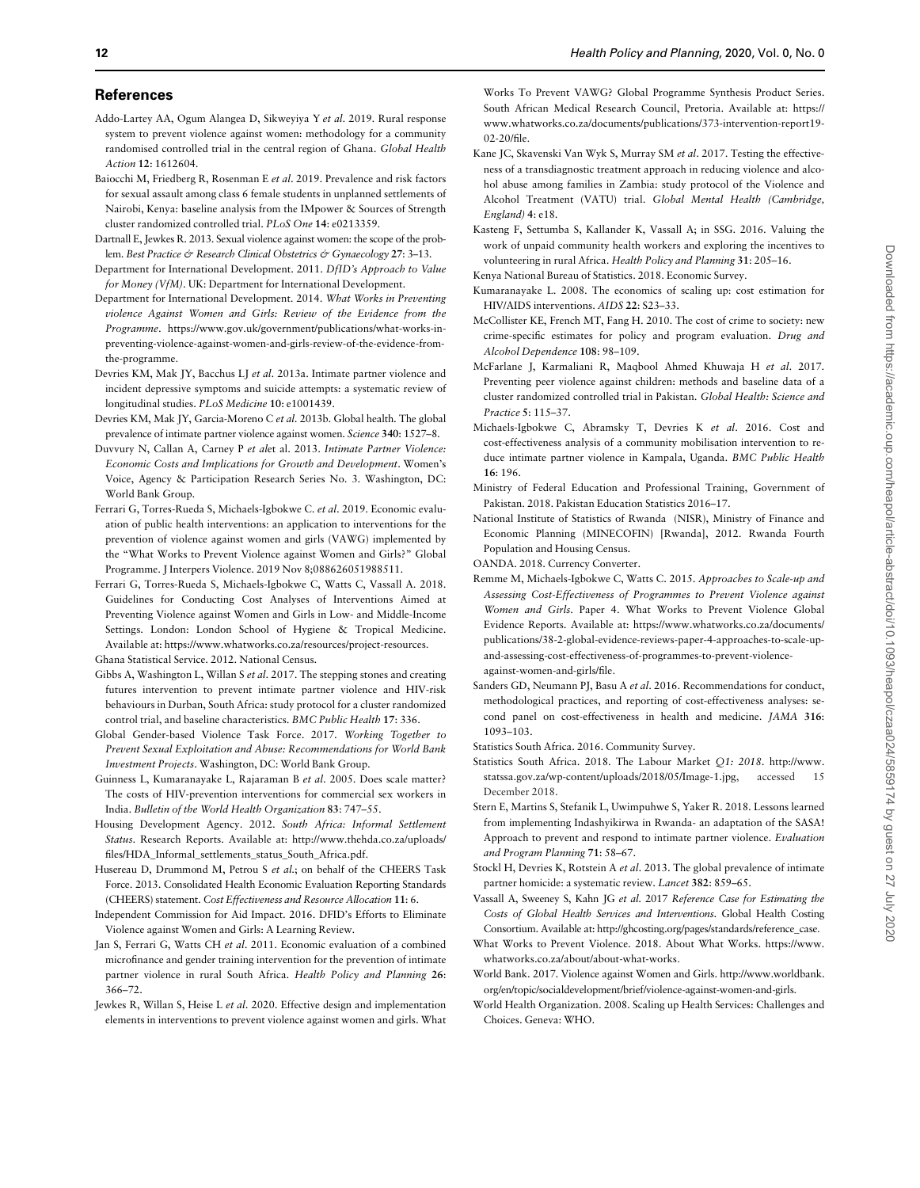## References

Addo-Lartey AA, Ogum Alangea D, Sikweyiya Y *et al*. 2019. Rural response system to prevent violence against women: methodology for a community randomised controlled trial in the central region of Ghana. *Global Health Action* **12**: 1612604.

Baiocchi M, Friedberg R, Rosenman E *et al*. 2019. Prevalence and risk factors for sexual assault among class 6 female students in unplanned settlements of Nairobi, Kenya: baseline analysis from the IMpower & Sources of Strength cluster randomized controlled trial. *PLoS One* **14**: e0213359.

Dartnall E, Jewkes R. 2013. Sexual violence against women: the scope of the problem. *Best Practice & Research Clinical Obstetrics & Gynaecology* **27**: 3–13.

Department for International Development. 2011. *DfID's Approach to Value for Money (VfM)*. UK: Department for International Development.

Department for International Development. 2014. *What Works in Preventing violence Against Women and Girls: Review of the Evidence from the Programme*. https://www.gov.uk/government/publications/what-works-in-preventing-violence-against-women-and-girls-review-of-the-evidence-from-the-programme.

Devries KM, Mak JY, Bacchus LJ *et al*. 2013a. Intimate partner violence and incident depressive symptoms and suicide attempts: a systematic review of longitudinal studies. *PLoS Medicine* **10**: e1001439.

Devries KM, Mak JY, Garcia-Moreno C *et al*. 2013b. Global health. The global prevalence of intimate partner violence against women. *Science* **340**: 1527–8.

Duvvury N, Callan A, Carney P *et al*et al. 2013. *Intimate Partner Violence: Economic Costs and Implications for Growth and Development*. Women's Voice, Agency & Participation Research Series No. 3. Washington, DC: World Bank Group.

Ferrari G, Torres-Rueda S, Michaels-Igbokwe C. *et al*. 2019. Economic evaluation of public health interventions: an application to interventions for the prevention of violence against women and girls (VAWG) implemented by the "What Works to Prevent Violence against Women and Girls?" Global Programme. J Interpers Violence. 2019 Nov 8;088626051988511.

Ferrari G, Torres-Rueda S, Michaels-Igbokwe C, Watts C, Vassall A. 2018. Guidelines for Conducting Cost Analyses of Interventions Aimed at Preventing Violence against Women and Girls in Low- and Middle-Income Settings. London: London School of Hygiene & Tropical Medicine. Available at: https://www.whatworks.co.za/resources/project-resources.

Ghana Statistical Service. 2012. National Census.

Gibbs A, Washington L, Willan S *et al*. 2017. The stepping stones and creating futures intervention to prevent intimate partner violence and HIV-risk behaviours in Durban, South Africa: study protocol for a cluster randomized control trial, and baseline characteristics. *BMC Public Health* **17**: 336.

Global Gender-based Violence Task Force. 2017. *Working Together to Prevent Sexual Exploitation and Abuse: Recommendations for World Bank Investment Projects*. Washington, DC: World Bank Group.

Guinness L, Kumaranayake L, Rajaraman B *et al*. 2005. Does scale matter? The costs of HIV-prevention interventions for commercial sex workers in India. *Bulletin of the World Health Organization* **83**: 747–55.

Housing Development Agency. 2012. *South Africa: Informal Settlement Status*. Research Reports. Available at: http://www.thehda.co.za/uploads/files/HDA_Informal_settlements_status_South_Africa.pdf.

Husereau D, Drummond M, Petrou S *et al*.; on behalf of the CHEERS Task Force. 2013. Consolidated Health Economic Evaluation Reporting Standards (CHEERS) statement. *Cost Effectiveness and Resource Allocation* **11**: 6.

Independent Commission for Aid Impact. 2016. DFID's Efforts to Eliminate Violence against Women and Girls: A Learning Review.

Jan S, Ferrari G, Watts CH *et al*. 2011. Economic evaluation of a combined microfinance and gender training intervention for the prevention of intimate partner violence in rural South Africa. *Health Policy and Planning* **26**: 366–72.

Jewkes R, Willan S, Heise L *et al*. 2020. Effective design and implementation elements in interventions to prevent violence against women and girls. What Works To Prevent VAWG? Global Programme Synthesis Product Series. South African Medical Research Council, Pretoria. Available at: https://www.whatworks.co.za/documents/publications/373-intervention-report19-02-20/file.

Kane JC, Skavenski Van Wyk S, Murray SM *et al*. 2017. Testing the effectiveness of a transdiagnostic treatment approach in reducing violence and alcohol abuse among families in Zambia: study protocol of the Violence and Alcohol Treatment (VATU) trial. *Global Mental Health (Cambridge, England)* **4**: e18.

Kasteng F, Settumba S, Kallander K, Vassall A; in SSG. 2016. Valuing the work of unpaid community health workers and exploring the incentives to volunteering in rural Africa. *Health Policy and Planning* **31**: 205–16.

Kenya National Bureau of Statistics. 2018. Economic Survey.

Kumaranayake L. 2008. The economics of scaling up: cost estimation for HIV/AIDS interventions. *AIDS* **22**: S23–33.

McCollister KE, French MT, Fang H. 2010. The cost of crime to society: new crime-specific estimates for policy and program evaluation. *Drug and Alcohol Dependence* **108**: 98–109.

McFarlane J, Karmaliani R, Maqbool Ahmed Khuwaja H *et al*. 2017. Preventing peer violence against children: methods and baseline data of a cluster randomized controlled trial in Pakistan. *Global Health: Science and Practice* **5**: 115–37.

Michaels-Igbokwe C, Abramsky T, Devries K *et al*. 2016. Cost and cost-effectiveness analysis of a community mobilisation intervention to reduce intimate partner violence in Kampala, Uganda. *BMC Public Health* **16**: 196.

Ministry of Federal Education and Professional Training, Government of Pakistan. 2018. Pakistan Education Statistics 2016–17.

National Institute of Statistics of Rwanda (NISR), Ministry of Finance and Economic Planning (MINECOFIN) [Rwanda], 2012. Rwanda Fourth Population and Housing Census.

OANDA. 2018. Currency Converter.

Remme M, Michaels-Igbokwe C, Watts C. 2015. *Approaches to Scale-up and Assessing Cost-Effectiveness of Programmes to Prevent Violence against Women and Girls*. Paper 4. What Works to Prevent Violence Global Evidence Reports. Available at: https://www.whatworks.co.za/documents/publications/38-2-global-evidence-reviews-paper-4-approaches-to-scale-up-and-assessing-cost-effectiveness-of-programmes-to-prevent-violence-against-women-and-girls/file.

Sanders GD, Neumann PJ, Basu A *et al*. 2016. Recommendations for conduct, methodological practices, and reporting of cost-effectiveness analyses: second panel on cost-effectiveness in health and medicine. *JAMA* **316**: 1093–103.

Statistics South Africa. 2016. Community Survey.

Statistics South Africa. 2018. The Labour Market *Q1: 2018*. http://www.statssa.gov.za/wp-content/uploads/2018/05/Image-1.jpg, accessed 15 December 2018.

Stern E, Martins S, Stefanik L, Uwimpuhwe S, Yaker R. 2018. Lessons learned from implementing Indashyikirwa in Rwanda- an adaptation of the SASA! Approach to prevent and respond to intimate partner violence. *Evaluation and Program Planning* **71**: 58–67.

Stockl H, Devries K, Rotstein A *et al*. 2013. The global prevalence of intimate partner homicide: a systematic review. *Lancet* **382**: 859–65.

Vassall A, Sweeney S, Kahn JG *et al*. 2017 *Reference Case for Estimating the Costs of Global Health Services and Interventions*. Global Health Costing Consortium. Available at: http://ghcosting.org/pages/standards/reference_case.

What Works to Prevent Violence. 2018. About What Works. https://www.whatworks.co.za/about/about-what-works.

World Bank. 2017. Violence against Women and Girls. http://www.worldbank.org/en/topic/socialdevelopment/brief/violence-against-women-and-girls.

World Health Organization. 2008. Scaling up Health Services: Challenges and Choices. Geneva: WHO.